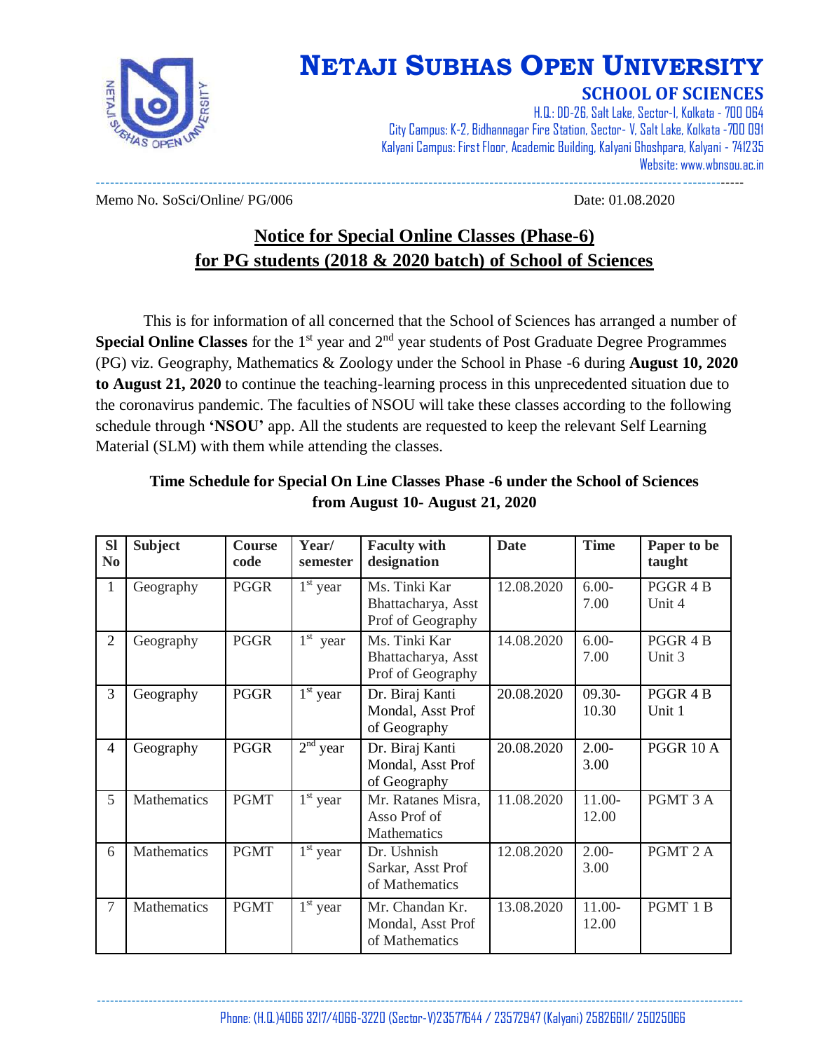# NETAJI SUBHAS OPEN UNIVERSITY

## SCHOOL OF SCIENCES

H.Q.: DD-26, Salt Lake, Sector-I, Kolkata - 700 064
City Campus: K-2, Bidhannagar Fire Station, Sector- V, Salt Lake, Kolkata -700 091
Kalyani Campus: First Floor, Academic Building, Kalyani Ghoshpara, Kalyani - 741235
Website: www.wbnsou.ac.in

Memo No. SoSci/Online/ PG/006 Date: 01.08.2020

## Notice for Special Online Classes (Phase-6) for PG students (2018 & 2020 batch) of School of Sciences

This is for information of all concerned that the School of Sciences has arranged a number of **Special Online Classes** for the 1st year and 2nd year students of Post Graduate Degree Programmes (PG) viz. Geography, Mathematics & Zoology under the School in Phase -6 during **August 10, 2020 to August 21, 2020** to continue the teaching-learning process in this unprecedented situation due to the coronavirus pandemic. The faculties of NSOU will take these classes according to the following schedule through **'NSOU'** app. All the students are requested to keep the relevant Self Learning Material (SLM) with them while attending the classes.

### Time Schedule for Special On Line Classes Phase -6 under the School of Sciences from August 10- August 21, 2020

| Sl No | Subject | Course code | Year/ semester | Faculty with designation | Date | Time | Paper to be taught |
|---|---|---|---|---|---|---|---|
| 1 | Geography | PGGR | 1st year | Ms. Tinki Kar Bhattacharya, Asst Prof of Geography | 12.08.2020 | 6.00-7.00 | PGGR 4 B Unit 4 |
| 2 | Geography | PGGR | 1st year | Ms. Tinki Kar Bhattacharya, Asst Prof of Geography | 14.08.2020 | 6.00-7.00 | PGGR 4 B Unit 3 |
| 3 | Geography | PGGR | 1st year | Dr. Biraj Kanti Mondal, Asst Prof of Geography | 20.08.2020 | 09.30-10.30 | PGGR 4 B Unit 1 |
| 4 | Geography | PGGR | 2nd year | Dr. Biraj Kanti Mondal, Asst Prof of Geography | 20.08.2020 | 2.00-3.00 | PGGR 10 A |
| 5 | Mathematics | PGMT | 1st year | Mr. Ratanes Misra, Asso Prof of Mathematics | 11.08.2020 | 11.00-12.00 | PGMT 3 A |
| 6 | Mathematics | PGMT | 1st year | Dr. Ushnish Sarkar, Asst Prof of Mathematics | 12.08.2020 | 2.00-3.00 | PGMT 2 A |
| 7 | Mathematics | PGMT | 1st year | Mr. Chandan Kr. Mondal, Asst Prof of Mathematics | 13.08.2020 | 11.00-12.00 | PGMT 1 B |

Phone: (H.Q.)4066 3217/4066-3220 (Sector-V)23577644 / 23572947 (Kalyani) 25826611/ 25025066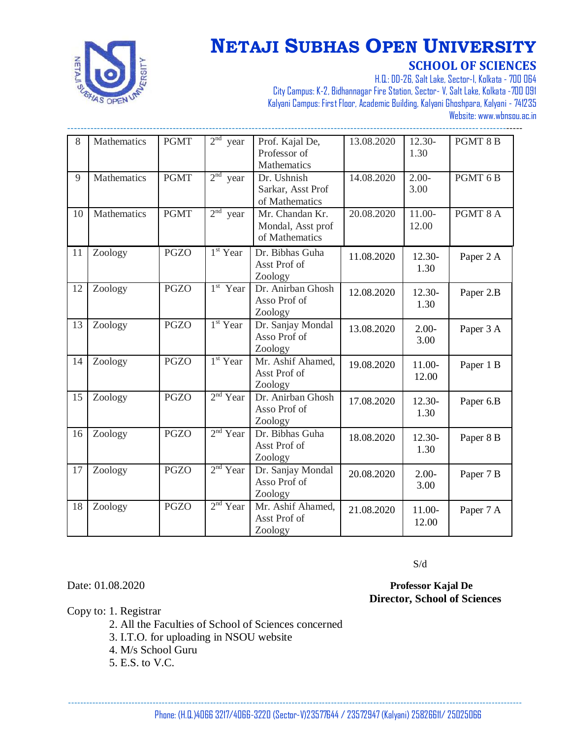# NETAJI SUBHAS OPEN UNIVERSITY

## SCHOOL OF SCIENCES

H.Q.: DD-26, Salt Lake, Sector-I, Kolkata - 700 064
City Campus: K-2, Bidhannagar Fire Station, Sector- V, Salt Lake, Kolkata -700 091
Kalyani Campus: First Floor, Academic Building, Kalyani Ghoshpara, Kalyani - 741235
Website: www.wbnsou.ac.in

| | | | | | | | |
|---|---|---|---|---|---|---|---|
| 8 | Mathematics | PGMT | 2nd year | Prof. Kajal De, Professor of Mathematics | 13.08.2020 | 12.30-1.30 | PGMT 8 B |
| 9 | Mathematics | PGMT | 2nd year | Dr. Ushnish Sarkar, Asst Prof of Mathematics | 14.08.2020 | 2.00-3.00 | PGMT 6 B |
| 10 | Mathematics | PGMT | 2nd year | Mr. Chandan Kr. Mondal, Asst prof of Mathematics | 20.08.2020 | 11.00-12.00 | PGMT 8 A |
| 11 | Zoology | PGZO | 1st Year | Dr. Bibhas Guha Asst Prof of Zoology | 11.08.2020 | 12.30-1.30 | Paper 2 A |
| 12 | Zoology | PGZO | 1st Year | Dr. Anirban Ghosh Asso Prof of Zoology | 12.08.2020 | 12.30-1.30 | Paper 2.B |
| 13 | Zoology | PGZO | 1st Year | Dr. Sanjay Mondal Asso Prof of Zoology | 13.08.2020 | 2.00-3.00 | Paper 3 A |
| 14 | Zoology | PGZO | 1st Year | Mr. Ashif Ahamed, Asst Prof of Zoology | 19.08.2020 | 11.00-12.00 | Paper 1 B |
| 15 | Zoology | PGZO | 2nd Year | Dr. Anirban Ghosh Asso Prof of Zoology | 17.08.2020 | 12.30-1.30 | Paper 6.B |
| 16 | Zoology | PGZO | 2nd Year | Dr. Bibhas Guha Asst Prof of Zoology | 18.08.2020 | 12.30-1.30 | Paper 8 B |
| 17 | Zoology | PGZO | 2nd Year | Dr. Sanjay Mondal Asso Prof of Zoology | 20.08.2020 | 2.00-3.00 | Paper 7 B |
| 18 | Zoology | PGZO | 2nd Year | Mr. Ashif Ahamed, Asst Prof of Zoology | 21.08.2020 | 11.00-12.00 | Paper 7 A |

S/d

Date: 01.08.2020

**Professor Kajal De**
**Director, School of Sciences**

Copy to:
1. Registrar
2. All the Faculties of School of Sciences concerned
3. I.T.O. for uploading in NSOU website
4. M/s School Guru
5. E.S. to V.C.

Phone: (H.Q.)4066 3217/4066-3220 (Sector-V)23577644 / 23572947 (Kalyani) 25826611/ 25025066